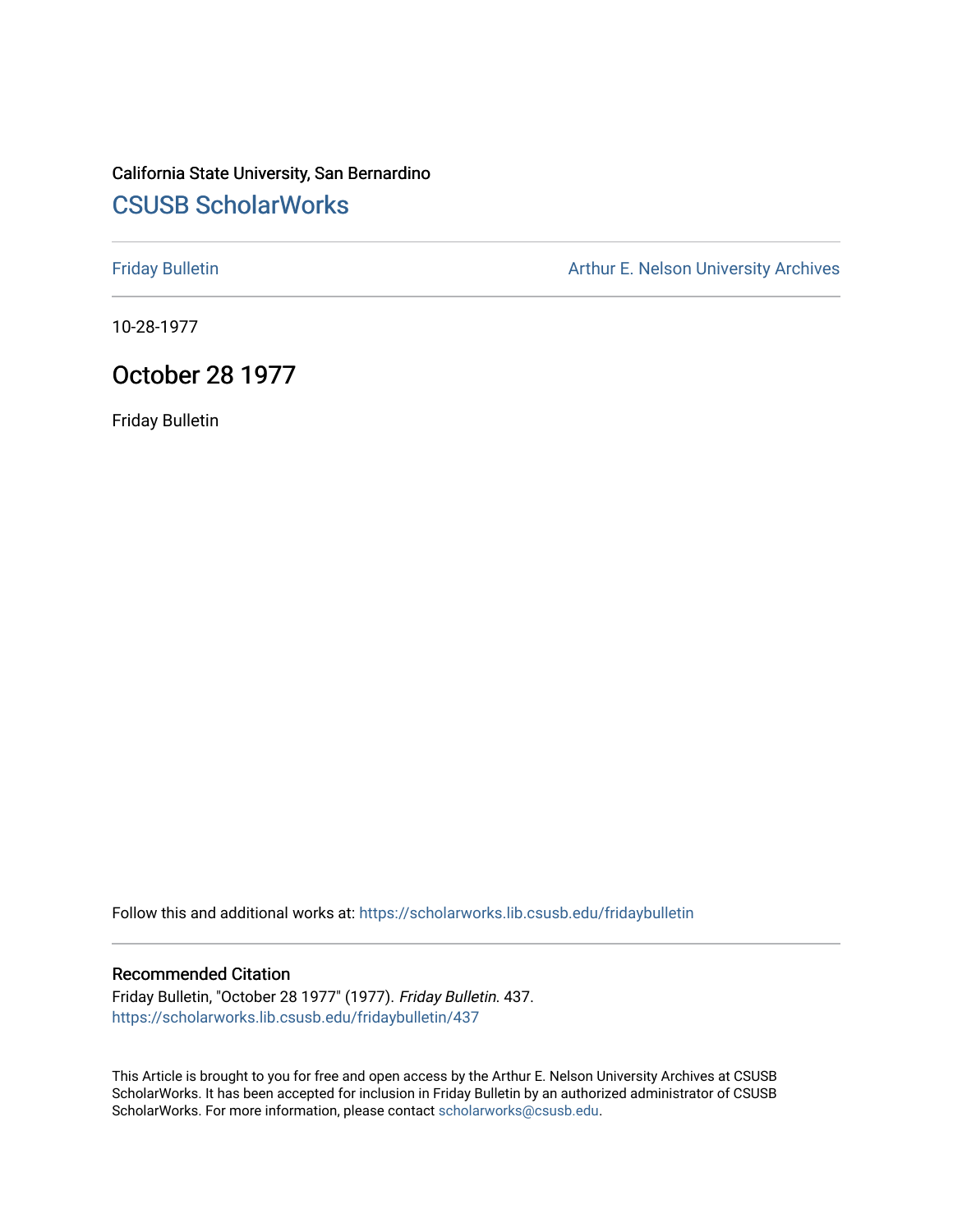California State University, San Bernardino

## CSUSB ScholarWorks

Friday Bulletin

Arthur E. Nelson University Archives

10-28-1977

# October 28 1977

Friday Bulletin

Follow this and additional works at: https://scholarworks.lib.csusb.edu/fridaybulletin

### Recommended Citation

Friday Bulletin, "October 28 1977" (1977). *Friday Bulletin*. 437.
https://scholarworks.lib.csusb.edu/fridaybulletin/437

This Article is brought to you for free and open access by the Arthur E. Nelson University Archives at CSUSB ScholarWorks. It has been accepted for inclusion in Friday Bulletin by an authorized administrator of CSUSB ScholarWorks. For more information, please contact scholarworks@csusb.edu.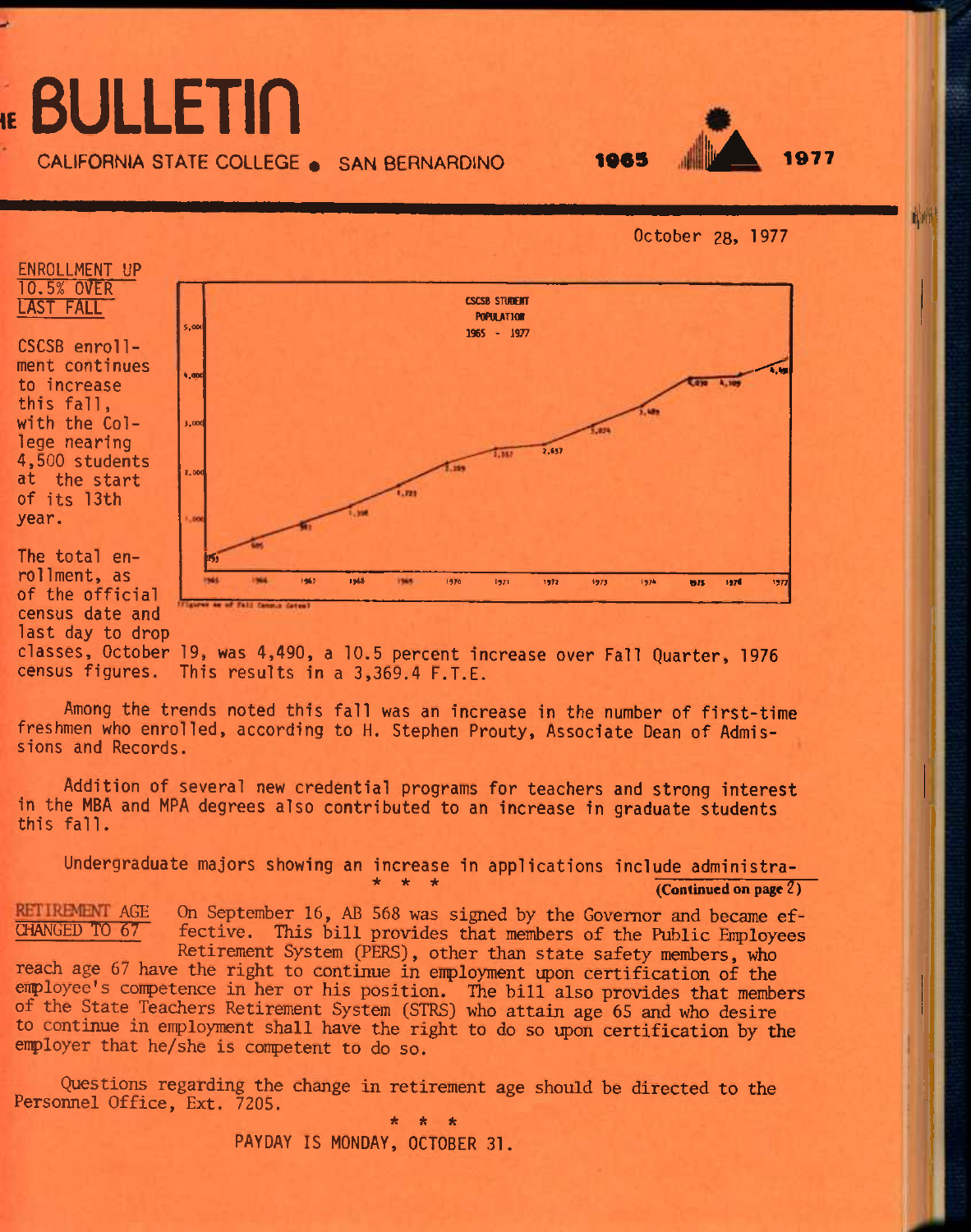# THE BULLETIN

CALIFORNIA STATE COLLEGE • SAN BERNARDINO 1965 1977

October 28, 1977

## ENROLLMENT UP 10.5% OVER LAST FALL

CSCSB enrollment continues to increase this fall, with the College nearing 4,500 students at the start of its 13th year.

The total enrollment, as of the official census date and last day to drop classes, October 19, was 4,490, a 10.5 percent increase over Fall Quarter, 1976 census figures. This results in a 3,369.4 F.T.E.

Among the trends noted this fall was an increase in the number of first-time freshmen who enrolled, according to H. Stephen Prouty, Associate Dean of Admissions and Records.

Addition of several new credential programs for teachers and strong interest in the MBA and MPA degrees also contributed to an increase in graduate students this fall.

Undergraduate majors showing an increase in applications include administra-

\* \* \*

**(Continued on page 2)**

## RETIREMENT AGE CHANGED TO 67

On September 16, AB 568 was signed by the Governor and became effective. This bill provides that members of the Public Employees Retirement System (PERS), other than state safety members, who reach age 67 have the right to continue in employment upon certification of the employee's competence in her or his position. The bill also provides that members of the State Teachers Retirement System (STRS) who attain age 65 and who desire to continue in employment shall have the right to do so upon certification by the employer that he/she is competent to do so.

Questions regarding the change in retirement age should be directed to the Personnel Office, Ext. 7205.

\* \* \*

PAYDAY IS MONDAY, OCTOBER 31.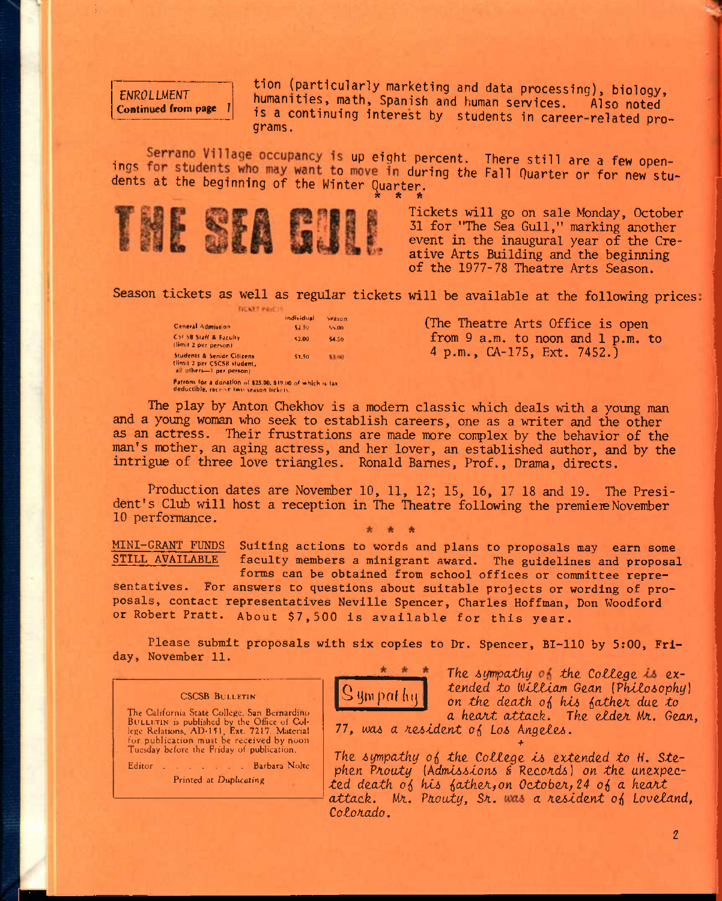**ENROLLMENT**
**Continued from page 1**

tion (particularly marketing and data processing), biology, humanities, math, Spanish and human services. Also noted is a continuing interest by students in career-related programs.

Serrano Village occupancy is up eight percent. There still are a few openings for students who may want to move in during the Fall Quarter or for new students at the beginning of the Winter Quarter.

\* \* \*

# THE SEA GULL

Tickets will go on sale Monday, October 31 for "The Sea Gull," marking another event in the inaugural year of the Creative Arts Building and the beginning of the 1977-78 Theatre Arts Season.

Season tickets as well as regular tickets will be available at the following prices:

TICKET PRICES

| | Individual | Season |
|---|---|---|
| General Admission | $2.50 | $6.00 |
| CSCSB Staff & Faculty (limit 2 per person) | $2.00 | $4.50 |
| Students & Senior Citizens (limit 2 per CSCSB student, all others—1 per person) | $1.50 | $3.00 |

Patrons for a donation of $25.00, $19.00 of which is tax deductible, receive two season tickets.

(The Theatre Arts Office is open from 9 a.m. to noon and 1 p.m. to 4 p.m., CA-175, Ext. 7452.)

The play by Anton Chekhov is a modern classic which deals with a young man and a young woman who seek to establish careers, one as a writer and the other as an actress. Their frustrations are made more complex by the behavior of the man's mother, an aging actress, and her lover, an established author, and by the intrigue of three love triangles. Ronald Barnes, Prof., Drama, directs.

Production dates are November 10, 11, 12; 15, 16, 17 18 and 19. The President's Club will host a reception in The Theatre following the premiere November 10 performance.

\* \* \*

**MINI-GRANT FUNDS STILL AVAILABLE** Suiting actions to words and plans to proposals may earn some faculty members a minigrant award. The guidelines and proposal forms can be obtained from school offices or committee representatives. For answers to questions about suitable projects or wording of proposals, contact representatives Neville Spencer, Charles Hoffman, Don Woodford or Robert Pratt. About $7,500 is available for this year.

Please submit proposals with six copies to Dr. Spencer, BI-110 by 5:00, Friday, November 11.

\* \* \*

**Sympathy**

*The sympathy of the College is extended to William Gean (Philosophy) on the death of his father due to a heart attack. The elder Mr. Gean, 77, was a resident of Los Angeles.*

+

*The sympathy of the College is extended to H. Stephen Prouty (Admissions & Records) on the unexpected death of his father, on October 24 of a heart attack. Mr. Prouty, Sr. was a resident of Loveland, Colorado.*

**CSCSB BULLETIN**

The California State College, San Bernardino BULLETIN is published by the Office of College Relations, AD-151, Ext. 7217. Material for publication must be received by noon Tuesday before the Friday of publication.

Editor . . . . . . . Barbara Nolte

Printed at *Duplicating*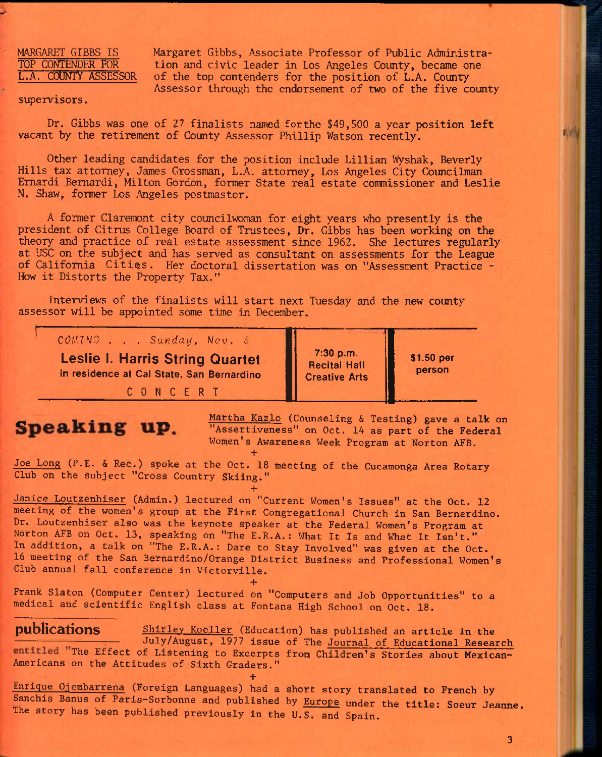MARGARET GIBBS IS TOP CONTENDER FOR L.A. COUNTY ASSESSOR

Margaret Gibbs, Associate Professor of Public Administration and civic leader in Los Angeles County, became one of the top contenders for the position of L.A. County Assessor through the endorsement of two of the five county supervisors.

Dr. Gibbs was one of 27 finalists named forthe $49,500 a year position left vacant by the retirement of County Assessor Phillip Watson recently.

Other leading candidates for the position include Lillian Wyshak, Beverly Hills tax attorney, James Grossman, L.A. attorney, Los Angeles City Councilman Ernardi Bernardi, Milton Gordon, former State real estate commissioner and Leslie N. Shaw, former Los Angeles postmaster.

A former Claremont city councilwoman for eight years who presently is the president of Citrus College Board of Trustees, Dr. Gibbs has been working on the theory and practice of real estate assessment since 1962. She lectures regularly at USC on the subject and has served as consultant on assessments for the League of California Cities. Her doctoral dissertation was on "Assessment Practice - How it Distorts the Property Tax."

Interviews of the finalists will start next Tuesday and the new county assessor will be appointed some time in December.

| *COMING . . . Sunday, Nov. 6* **Leslie I. Harris String Quartet** in residence at Cal State, San Bernardino CONCERT | **7:30 p.m. Recital Hall Creative Arts** | **$1.50 per person** |
|---|---|---|

# Speaking up.

Martha Kazlo (Counseling & Testing) gave a talk on "Assertiveness" on Oct. 14 as part of the Federal Women's Awareness Week Program at Norton AFB.

+

Joe Long (P.E. & Rec.) spoke at the Oct. 18 meeting of the Cucamonga Area Rotary Club on the subject "Cross Country Skiing."

+

Janice Loutzenhiser (Admin.) lectured on "Current Women's Issues" at the Oct. 12 meeting of the women's group at the First Congregational Church in San Bernardino. Dr. Loutzenhiser also was the keynote speaker at the Federal Women's Program at Norton AFB on Oct. 13, speaking on "The E.R.A.: What It Is and What It Isn't." In addition, a talk on "The E.R.A.: Dare to Stay Involved" was given at the Oct. 16 meeting of the San Bernardino/Orange District Business and Professional Women's Club annual fall conference in Victorville.

+

Frank Slaton (Computer Center) lectured on "Computers and Job Opportunities" to a medical and scientific English class at Fontana High School on Oct. 18.

## publications

Shirley Koeller (Education) has published an article in the July/August, 1977 issue of The Journal of Educational Research entitled "The Effect of Listening to Excerpts from Children's Stories about Mexican-Americans on the Attitudes of Sixth Graders."

+

Enrique Ojembarrena (Foreign Languages) had a short story translated to French by Sanchis Banus of Paris-Sorbonne and published by Europe under the title: Soeur Jeanne. The story has been published previously in the U.S. and Spain.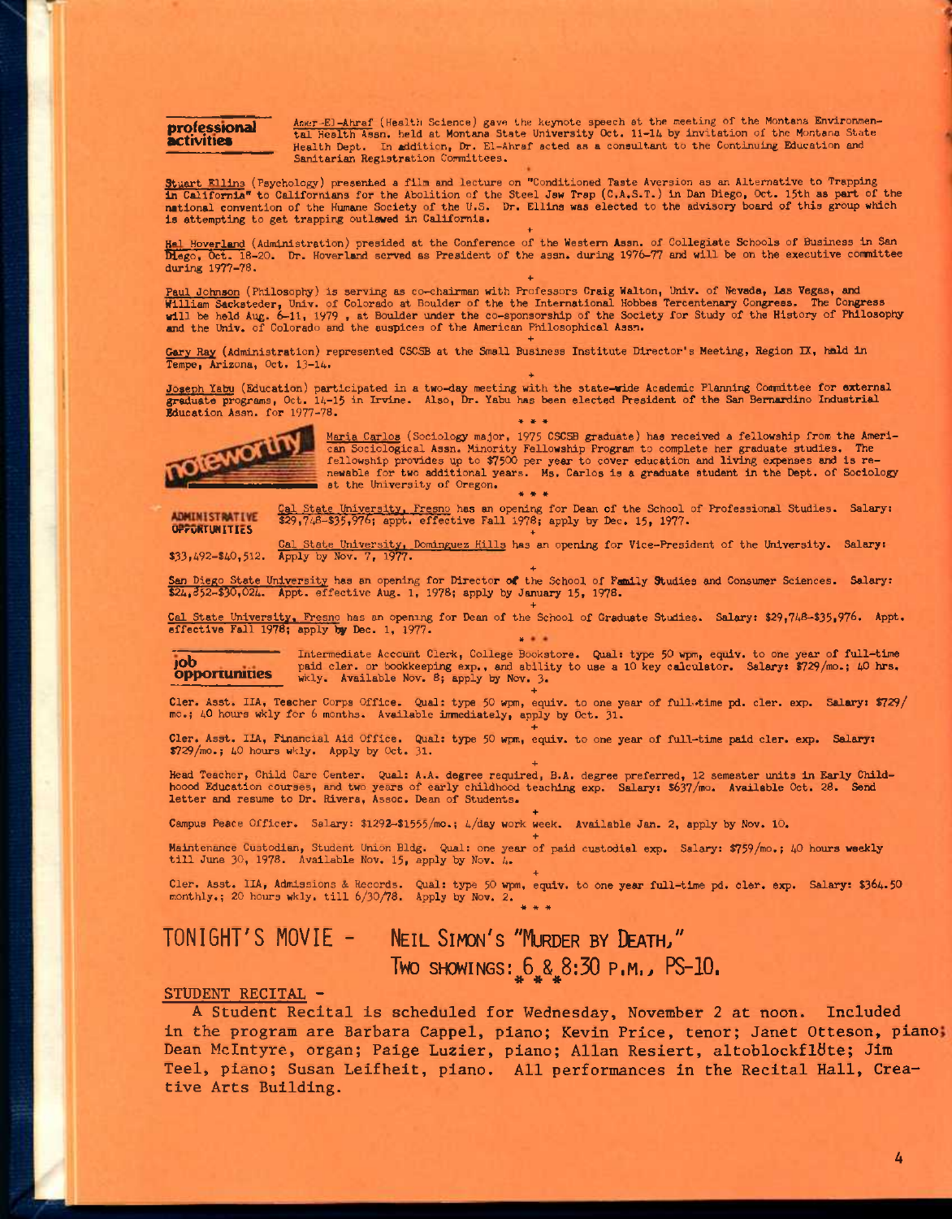## professional activities

Amer-El-Ahraf (Health Science) gave the keynote speech at the meeting of the Montana Environmental Health Assn. held at Montana State University Oct. 11-14 by invitation of the Montana State Health Dept. In addition, Dr. El-Ahraf acted as a consultant to the Continuing Education and Sanitarian Registration Committees.

Stuart Ellins (Psychology) presented a film and lecture on "Conditioned Taste Aversion as an Alternative to Trapping in California" to Californians for the Abolition of the Steel Jaw Trap (C.A.S.T.) in Dan Diego, Oct. 15th as part of the national convention of the Humane Society of the U.S. Dr. Ellins was elected to the advisory board of this group which is attempting to get trapping outlawed in California.

Hal Hoverland (Administration) presided at the Conference of the Western Assn. of Collegiate Schools of Business in San Diego, Oct. 18-20. Dr. Hoverland served as President of the assn. during 1976-77 and will be on the executive committee during 1977-78.

Paul Johnson (Philosophy) is serving as co-chairman with Professors Craig Walton, Univ. of Nevada, Las Vegas, and William Sacksteder, Univ. of Colorado at Boulder of the the International Hobbes Tercentenary Congress. The Congress will be held Aug. 6-11, 1979 , at Boulder under the co-sponsorship of the Society for Study of the History of Philosophy and the Univ. of Colorado and the auspices of the American Philosophical Assn.

Gary Ray (Administration) represented CSCSB at the Small Business Institute Director's Meeting, Region IX, held in Tempe, Arizona, Oct. 13-14.

Joseph Yabu (Education) participated in a two-day meeting with the state-wide Academic Planning Committee for external graduate programs, Oct. 14-15 in Irvine. Also, Dr. Yabu has been elected President of the San Bernardino Industrial Education Assn. for 1977-78.

\* \* \*

## noteworthy

Maria Carlos (Sociology major, 1975 CSCSB graduate) has received a fellowship from the American Sociological Assn. Minority Fellowship Program to complete her graduate studies. The fellowship provides up to $7500 per year to cover education and living expenses and is renewable for two additional years. Ms. Carlos is a graduate student in the Dept. of Sociology at the University of Oregon.

\* \* \*

## ADMINISTRATIVE OPPORTUNITIES

Cal State University, Fresno has an opening for Dean of the School of Professional Studies. Salary: $29,748-$35,976; appt. effective Fall 1978; apply by Dec. 15, 1977.

Cal State University, Dominguez Hills has an opening for Vice-President of the University. Salary: $33,492-$40,512. Apply by Nov. 7, 1977.

San Diego State University has an opening for Director of the School of Family Studies and Consumer Sciences. Salary: $24,852-$30,024. Appt. effective Aug. 1, 1978; apply by January 15, 1978.

Cal State University, Fresno has an opening for Dean of the School of Graduate Studies. Salary: $29,748-$35,976. Appt. effective Fall 1978; apply by Dec. 1, 1977.

\* \* \*

## job opportunities

Intermediate Account Clerk, College Bookstore. Qual: type 50 wpm, equiv. to one year of full-time paid cler. or bookkeeping exp., and ability to use a 10 key calculator. Salary: $729/mo.; 40 hrs. wkly. Available Nov. 8; apply by Nov. 3.

Cler. Asst. IIA, Teacher Corps Office. Qual: type 50 wpm, equiv. to one year of full-time pd. cler. exp. Salary: $729/mo.; 40 hours wkly for 6 months. Available immediately, apply by Oct. 31.

Cler. Asst. IIA, Financial Aid Office. Qual: type 50 wpm, equiv. to one year of full-time paid cler. exp. Salary: $729/mo.; 40 hours wkly. Apply by Oct. 31.

Head Teacher, Child Care Center. Qual: A.A. degree required, B.A. degree preferred, 12 semester units in Early Childhoood Education courses, and two years of early childhood teaching exp. Salary: $637/mo. Available Oct. 28. Send letter and resume to Dr. Rivera, Assoc. Dean of Students.

Campus Peace Officer. Salary: $1292-$1555/mo.; 4/day work week. Available Jan. 2, apply by Nov. 10.

Maintenance Custodian, Student Union Bldg. Qual: one year of paid custodial exp. Salary: $759/mo.; 40 hours weekly till June 30, 1978. Available Nov. 15, apply by Nov. 4.

Cler. Asst. IIA, Admissions & Records. Qual: type 50 wpm, equiv. to one year full-time pd. cler. exp. Salary: $364.50 monthly.; 20 hours wkly. till 6/30/78. Apply by Nov. 2.

\* \* \*

## TONIGHT'S MOVIE - NEIL SIMON'S "MURDER BY DEATH," TWO SHOWINGS: 6 & 8:30 P.M., PS-10.

\* \* \*

## STUDENT RECITAL -

A Student Recital is scheduled for Wednesday, November 2 at noon. Included in the program are Barbara Cappel, piano; Kevin Price, tenor; Janet Otteson, piano; Dean McIntyre, organ; Paige Luzier, piano; Allan Resiert, altoblockflöte; Jim Teel, piano; Susan Leifheit, piano. All performances in the Recital Hall, Creative Arts Building.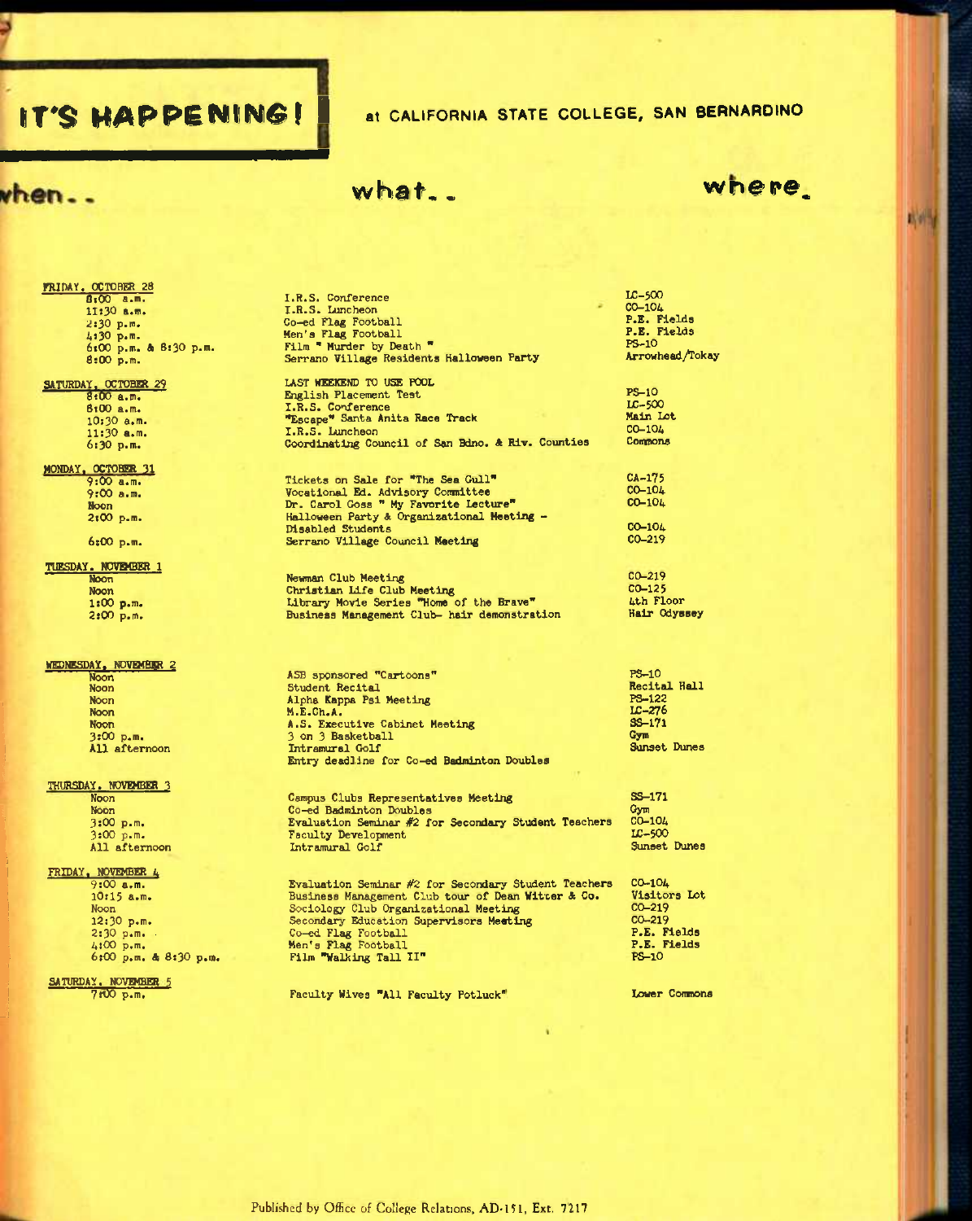# IT'S HAPPENING! at CALIFORNIA STATE COLLEGE, SAN BERNARDINO

| when.. | what.. | where. |
|---|---|---|
| **FRIDAY, OCTOBER 28** | | |
| 8:00 a.m. | I.R.S. Conference | LC-500 |
| 11:30 a.m. | I.R.S. Luncheon | CO-104 |
| 2:30 p.m. | Co-ed Flag Football | P.E. Fields |
| 4:30 p.m. | Men's Flag Football | P.E. Fields |
| 6:00 p.m. & 8:30 p.m. | Film " Murder by Death " | PS-10 |
| 8:00 p.m. | Serrano Village Residents Halloween Party | Arrowhead/Tokay |
| **SATURDAY, OCTOBER 29** | LAST WEEKEND TO USE POOL | |
| 8:00 a.m. | English Placement Test | PS-10 |
| 8:00 a.m. | I.R.S. Conference | LC-500 |
| 10:30 a.m. | "Escape" Santa Anita Race Track | Main Lot |
| 11:30 a.m. | I.R.S. Luncheon | CO-104 |
| 6:30 p.m. | Coordinating Council of San Bdno. & Riv. Counties | Commons |
| **MONDAY, OCTOBER 31** | | |
| 9:00 a.m. | Tickets on Sale for "The Sea Gull" | CA-175 |
| 9:00 a.m. | Vocational Ed. Advisory Committee | CO-104 |
| Noon | Dr. Carol Goss " My Favorite Lecture" | CO-104 |
| 2:00 p.m. | Halloween Party & Organizational Meeting - Disabled Students | CO-104 |
| 6:00 p.m. | Serrano Village Council Meeting | CO-219 |
| **TUESDAY, NOVEMBER 1** | | |
| Noon | Newman Club Meeting | CO-219 |
| Noon | Christian Life Club Meeting | CO-125 |
| 1:00 p.m. | Library Movie Series "Home of the Brave" | 4th Floor |
| 2:00 p.m. | Business Management Club- hair demonstration | Hair Odyssey |
| **WEDNESDAY, NOVEMBER 2** | | |
| Noon | ASB sponsored "Cartoons" | PS-10 |
| Noon | Student Recital | Recital Hall |
| Noon | Alpha Kappa Psi Meeting | PS-122 |
| Noon | M.E.Ch.A. | LC-276 |
| Noon | A.S. Executive Cabinet Meeting | SS-171 |
| 3:00 p.m. | 3 on 3 Basketball | Gym |
| All afternoon | Intramural Golf | Sunset Dunes |
| | Entry deadline for Co-ed Badminton Doubles | |
| **THURSDAY, NOVEMBER 3** | | |
| Noon | Campus Clubs Representatives Meeting | SS-171 |
| Noon | Co-ed Badminton Doubles | Gym |
| 3:00 p.m. | Evaluation Seminar #2 for Secondary Student Teachers | CO-104 |
| 3:00 p.m. | Faculty Development | LC-500 |
| All afternoon | Intramural Golf | Sunset Dunes |
| **FRIDAY, NOVEMBER 4** | | |
| 9:00 a.m. | Evaluation Seminar #2 for Secondary Student Teachers | CO-104 |
| 10:15 a.m. | Business Management Club tour of Dean Witter & Co. | Visitors Lot |
| Noon | Sociology Club Organizational Meeting | CO-219 |
| 12:30 p.m. | Secondary Education Supervisors Meeting | CO-219 |
| 2:30 p.m. | Co-ed Flag Football | P.E. Fields |
| 4:00 p.m. | Men's Flag Football | P.E. Fields |
| 6:00 p.m. & 8:30 p.m. | Film "Walking Tall II" | PS-10 |
| **SATURDAY, NOVEMBER 5** | | |
| 7:00 p.m. | Faculty Wives "All Faculty Potluck" | Lower Commons |

Published by Office of College Relations, AD-151, Ext. 7217